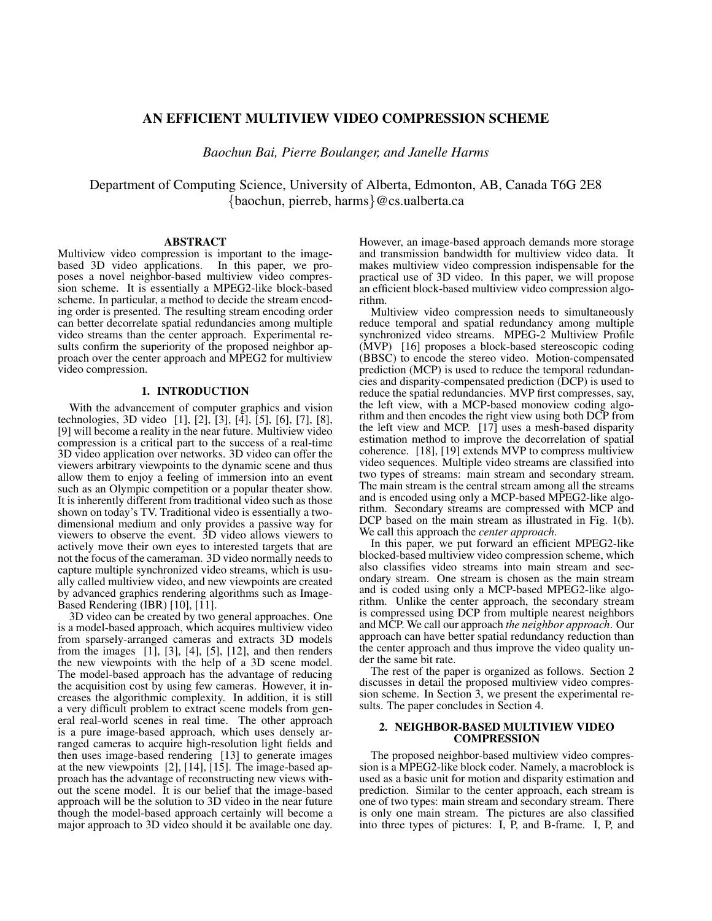# AN EFFICIENT MULTIVIEW VIDEO COMPRESSION SCHEME

*Baochun Bai, Pierre Boulanger, and Janelle Harms*

Department of Computing Science, University of Alberta, Edmonton, AB, Canada T6G 2E8
{baochun, pierreb, harms}@cs.ualberta.ca

## ABSTRACT

Multiview video compression is important to the image-based 3D video applications. In this paper, we proposes a novel neighbor-based multiview video compression scheme. It is essentially a MPEG2-like block-based scheme. In particular, a method to decide the stream encoding order is presented. The resulting stream encoding order can better decorrelate spatial redundancies among multiple video streams than the center approach. Experimental results confirm the superiority of the proposed neighbor approach over the center approach and MPEG2 for multiview video compression.

## 1. INTRODUCTION

With the advancement of computer graphics and vision technologies, 3D video [1], [2], [3], [4], [5], [6], [7], [8], [9] will become a reality in the near future. Multiview video compression is a critical part to the success of a real-time 3D video application over networks. 3D video can offer the viewers arbitrary viewpoints to the dynamic scene and thus allow them to enjoy a feeling of immersion into an event such as an Olympic competition or a popular theater show. It is inherently different from traditional video such as those shown on today's TV. Traditional video is essentially a two-dimensional medium and only provides a passive way for viewers to observe the event. 3D video allows viewers to actively move their own eyes to interested targets that are not the focus of the cameraman. 3D video normally needs to capture multiple synchronized video streams, which is usually called multiview video, and new viewpoints are created by advanced graphics rendering algorithms such as Image-Based Rendering (IBR) [10], [11].

3D video can be created by two general approaches. One is a model-based approach, which acquires multiview video from sparsely-arranged cameras and extracts 3D models from the images [1], [3], [4], [5], [12], and then renders the new viewpoints with the help of a 3D scene model. The model-based approach has the advantage of reducing the acquisition cost by using few cameras. However, it increases the algorithmic complexity. In addition, it is still a very difficult problem to extract scene models from general real-world scenes in real time. The other approach is a pure image-based approach, which uses densely arranged cameras to acquire high-resolution light fields and then uses image-based rendering [13] to generate images at the new viewpoints [2], [14], [15]. The image-based approach has the advantage of reconstructing new views without the scene model. It is our belief that the image-based approach will be the solution to 3D video in the near future though the model-based approach certainly will become a major approach to 3D video should it be available one day. However, an image-based approach demands more storage and transmission bandwidth for multiview video data. It makes multiview video compression indispensable for the practical use of 3D video. In this paper, we will propose an efficient block-based multiview video compression algorithm.

Multiview video compression needs to simultaneously reduce temporal and spatial redundancy among multiple synchronized video streams. MPEG-2 Multiview Profile (MVP) [16] proposes a block-based stereoscopic coding (BBSC) to encode the stereo video. Motion-compensated prediction (MCP) is used to reduce the temporal redundancies and disparity-compensated prediction (DCP) is used to reduce the spatial redundancies. MVP first compresses, say, the left view, with a MCP-based monoview coding algorithm and then encodes the right view using both DCP from the left view and MCP. [17] uses a mesh-based disparity estimation method to improve the decorrelation of spatial coherence. [18], [19] extends MVP to compress multiview video sequences. Multiple video streams are classified into two types of streams: main stream and secondary stream. The main stream is the central stream among all the streams and is encoded using only a MCP-based MPEG2-like algorithm. Secondary streams are compressed with MCP and DCP based on the main stream as illustrated in Fig. 1(b). We call this approach the *center approach*.

In this paper, we put forward an efficient MPEG2-like blocked-based multiview video compression scheme, which also classifies video streams into main stream and secondary stream. One stream is chosen as the main stream and is coded using only a MCP-based MPEG2-like algorithm. Unlike the center approach, the secondary stream is compressed using DCP from multiple nearest neighbors and MCP. We call our approach *the neighbor approach*. Our approach can have better spatial redundancy reduction than the center approach and thus improve the video quality under the same bit rate.

The rest of the paper is organized as follows. Section 2 discusses in detail the proposed multiview video compression scheme. In Section 3, we present the experimental results. The paper concludes in Section 4.

## 2. NEIGHBOR-BASED MULTIVIEW VIDEO COMPRESSION

The proposed neighbor-based multiview video compression is a MPEG2-like block coder. Namely, a macroblock is used as a basic unit for motion and disparity estimation and prediction. Similar to the center approach, each stream is one of two types: main stream and secondary stream. There is only one main stream. The pictures are also classified into three types of pictures: I, P, and B-frame. I, P, and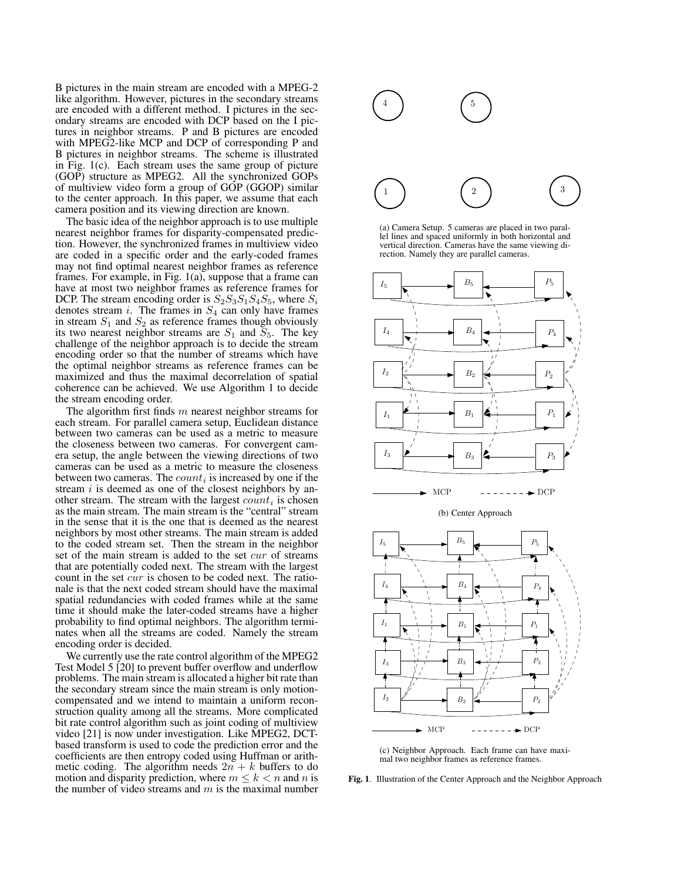B pictures in the main stream are encoded with a MPEG-2 like algorithm. However, pictures in the secondary streams are encoded with a different method. I pictures in the secondary streams are encoded with DCP based on the I pictures in neighbor streams. P and B pictures are encoded with MPEG2-like MCP and DCP of corresponding P and B pictures in neighbor streams. The scheme is illustrated in Fig. 1(c). Each stream uses the same group of picture (GOP) structure as MPEG2. All the synchronized GOPs of multiview video form a group of GOP (GGOP) similar to the center approach. In this paper, we assume that each camera position and its viewing direction are known.

The basic idea of the neighbor approach is to use multiple nearest neighbor frames for disparity-compensated prediction. However, the synchronized frames in multiview video are coded in a specific order and the early-coded frames may not find optimal nearest neighbor frames as reference frames. For example, in Fig. 1(a), suppose that a frame can have at most two neighbor frames as reference frames for DCP. The stream encoding order is $S_2S_3S_1S_4S_5$, where $S_i$ denotes stream $i$. The frames in $S_4$ can only have frames in stream $S_1$ and $S_2$ as reference frames though obviously its two nearest neighbor streams are $S_1$ and $S_5$. The key challenge of the neighbor approach is to decide the stream encoding order so that the number of streams which have the optimal neighbor streams as reference frames can be maximized and thus the maximal decorrelation of spatial coherence can be achieved. We use Algorithm 1 to decide the stream encoding order.

The algorithm first finds $m$ nearest neighbor streams for each stream. For parallel camera setup, Euclidean distance between two cameras can be used as a metric to measure the closeness between two cameras. For convergent camera setup, the angle between the viewing directions of two cameras can be used as a metric to measure the closeness between two cameras. The $count_i$ is increased by one if the stream $i$ is deemed as one of the closest neighbors by another stream. The stream with the largest $count_i$ is chosen as the main stream. The main stream is the "central" stream in the sense that it is the one that is deemed as the nearest neighbors by most other streams. The main stream is added to the coded stream set. Then the stream in the neighbor set of the main stream is added to the set $cur$ of streams that are potentially coded next. The stream with the largest count in the set $cur$ is chosen to be coded next. The rationale is that the next coded stream should have the maximal spatial redundancies with coded frames while at the same time it should make the later-coded streams have a higher probability to find optimal neighbors. The algorithm terminates when all the streams are coded. Namely the stream encoding order is decided.

We currently use the rate control algorithm of the MPEG2 Test Model 5 [20] to prevent buffer overflow and underflow problems. The main stream is allocated a higher bit rate than the secondary stream since the main stream is only motion-compensated and we intend to maintain a uniform reconstruction quality among all the streams. More complicated bit rate control algorithm such as joint coding of multiview video [21] is now under investigation. Like MPEG2, DCT-based transform is used to code the prediction error and the coefficients are then entropy coded using Huffman or arithmetic coding. The algorithm needs $2n + k$ buffers to do motion and disparity prediction, where $m \leq k < n$ and $n$ is the number of video streams and $m$ is the maximal number

(a) Camera Setup. 5 cameras are placed in two parallel lines and spaced uniformly in both horizontal and vertical direction. Cameras have the same viewing direction. Namely they are parallel cameras.

(b) Center Approach

(c) Neighbor Approach. Each frame can have maximal two neighbor frames as reference frames.

**Fig. 1**. Illustration of the Center Approach and the Neighbor Approach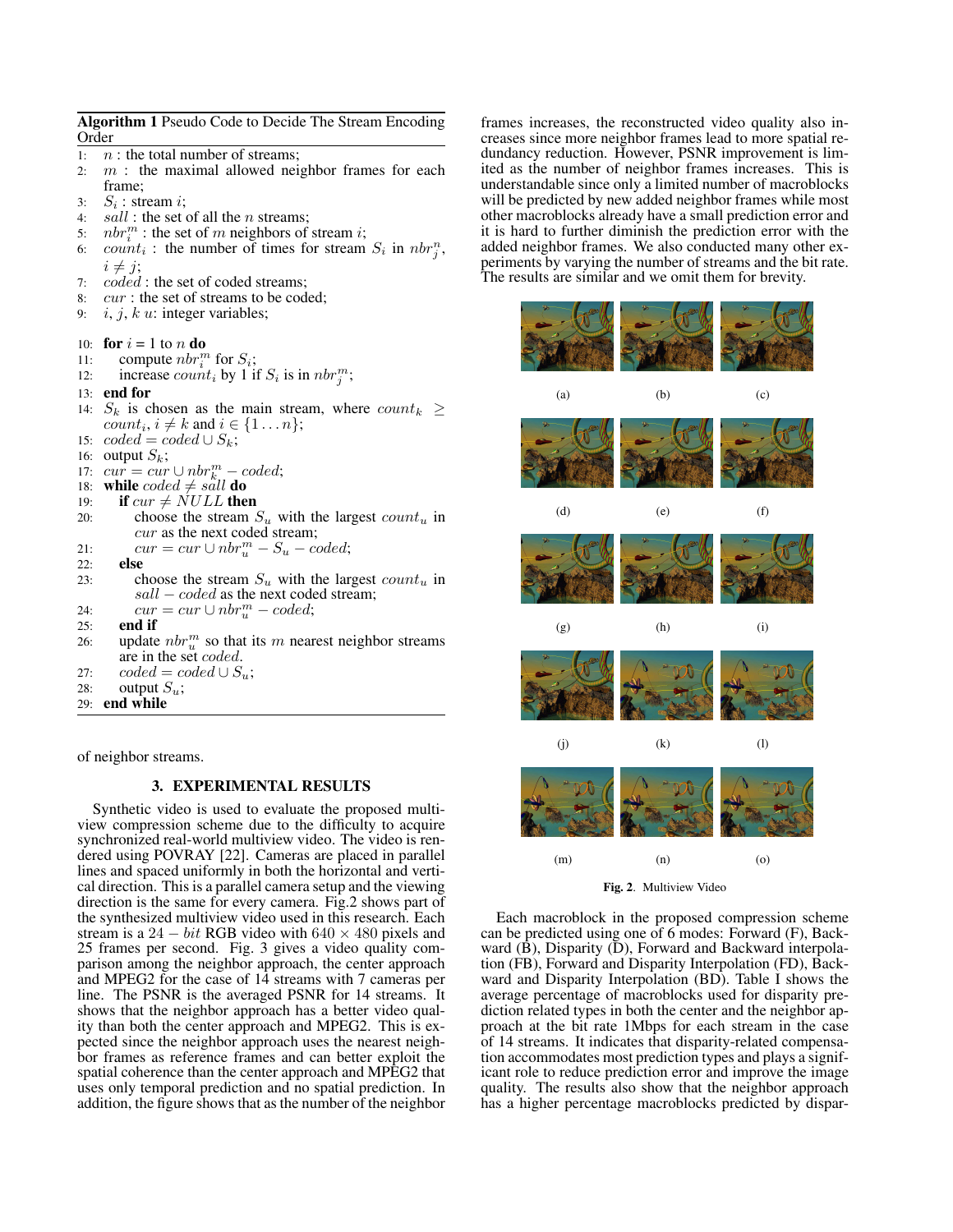**Algorithm 1** Pseudo Code to Decide The Stream Encoding Order

```
1:  n : the total number of streams;
2:  m : the maximal allowed neighbor frames for each frame;
3:  S_i : stream i;
4:  sall : the set of all the n streams;
5:  nbr_i^m : the set of m neighbors of stream i;
6:  count_i : the number of times for stream S_i in nbr_j^n, i ≠ j;
7:  coded : the set of coded streams;
8:  cur : the set of streams to be coded;
9:  i, j, k u: integer variables;

10: for i = 1 to n do
11:     compute nbr_i^m for S_i;
12:     increase count_i by 1 if S_i is in nbr_j^m;
13: end for
14: S_k is chosen as the main stream, where count_k ≥ count_i, i ≠ k and i ∈ {1...n};
15: coded = coded ∪ S_k;
16: output S_k;
17: cur = cur ∪ nbr_k^m − coded;
18: while coded ≠ sall do
19:     if cur ≠ NULL then
20:         choose the stream S_u with the largest count_u in cur as the next coded stream;
21:         cur = cur ∪ nbr_u^m − S_u − coded;
22:     else
23:         choose the stream S_u with the largest count_u in sall − coded as the next coded stream;
24:         cur = cur ∪ nbr_u^m − coded;
25:     end if
26:     update nbr_u^m so that its m nearest neighbor streams are in the set coded.
27:     coded = coded ∪ S_u;
28:     output S_u;
29: end while
```

of neighbor streams.

## 3. EXPERIMENTAL RESULTS

Synthetic video is used to evaluate the proposed multiview compression scheme due to the difficulty to acquire synchronized real-world multiview video. The video is rendered using POVRAY [22]. Cameras are placed in parallel lines and spaced uniformly in both the horizontal and vertical direction. This is a parallel camera setup and the viewing direction is the same for every camera. Fig.2 shows part of the synthesized multiview video used in this research. Each stream is a $24-bit$ RGB video with $640 \times 480$ pixels and 25 frames per second. Fig. 3 gives a video quality comparison among the neighbor approach, the center approach and MPEG2 for the case of 14 streams with 7 cameras per line. The PSNR is the averaged PSNR for 14 streams. It shows that the neighbor approach has a better video quality than both the center approach and MPEG2. This is expected since the neighbor approach uses the nearest neighbor frames as reference frames and can better exploit the spatial coherence than the center approach and MPEG2 that uses only temporal prediction and no spatial prediction. In addition, the figure shows that as the number of the neighbor frames increases, the reconstructed video quality also increases since more neighbor frames lead to more spatial redundancy reduction. However, PSNR improvement is limited as the number of neighbor frames increases. This is understandable since only a limited number of macroblocks will be predicted by new added neighbor frames while most other macroblocks already have a small prediction error and it is hard to further diminish the prediction error with the added neighbor frames. We also conducted many other experiments by varying the number of streams and the bit rate. The results are similar and we omit them for brevity.

(a) (b) (c)

(d) (e) (f)

(g) (h) (i)

(j) (k) (l)

(m) (n) (o)

**Fig. 2**. Multiview Video

Each macroblock in the proposed compression scheme can be predicted using one of 6 modes: Forward (F), Backward (B), Disparity (D), Forward and Backward interpolation (FB), Forward and Disparity Interpolation (FD), Backward and Disparity Interpolation (BD). Table I shows the average percentage of macroblocks used for disparity prediction related types in both the center and the neighbor approach at the bit rate 1Mbps for each stream in the case of 14 streams. It indicates that disparity-related compensation accommodates most prediction types and plays a significant role to reduce prediction error and improve the image quality. The results also show that the neighbor approach has a higher percentage macroblocks predicted by dispar-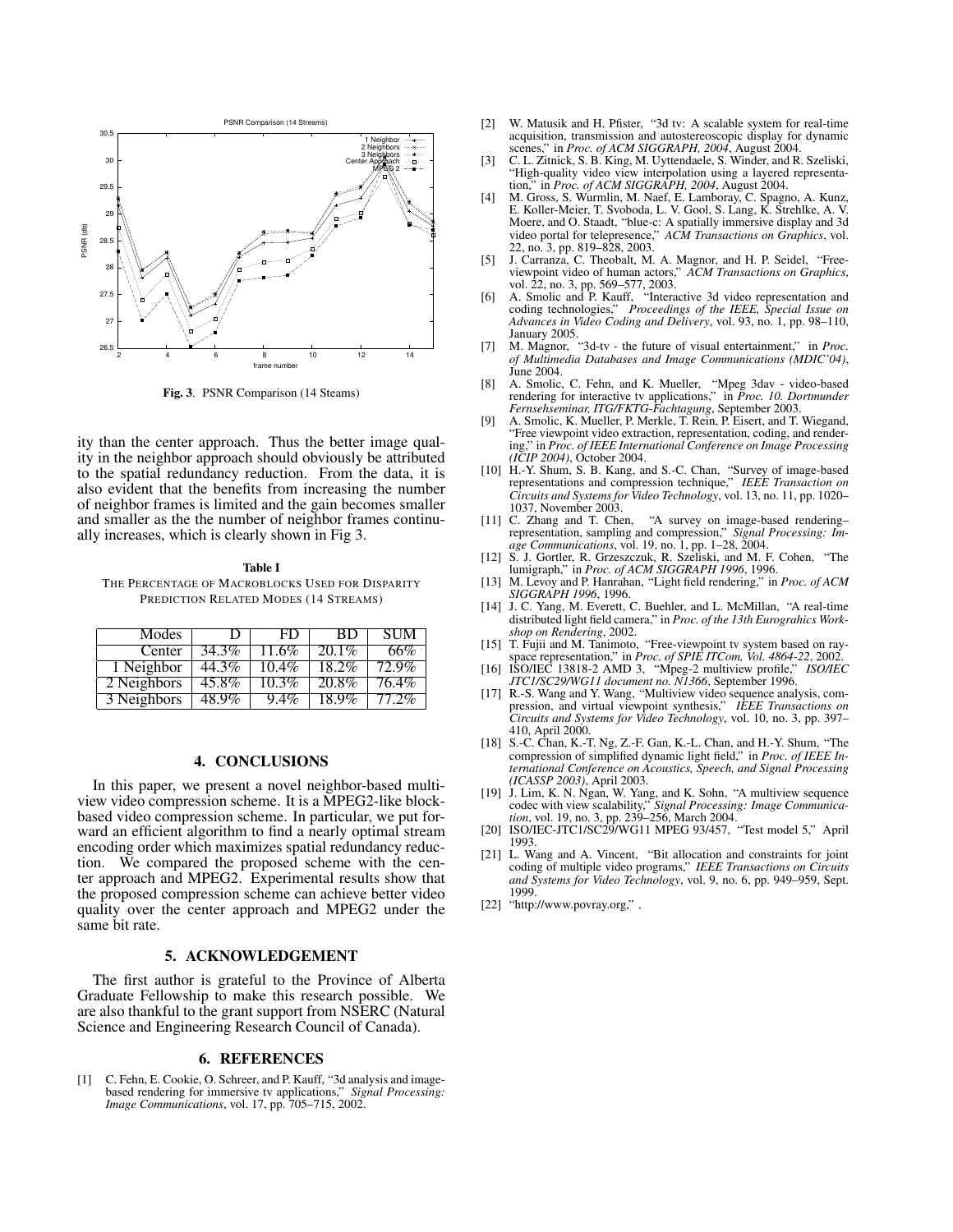PSNR Comparison (14 Streams)

30.5
30
29.5
29
28.5
28
27.5
27
26.5

PSNR (db)

2 4 6 8 10 12 14

frame number

1 Neighbor
2 Neighbors
3 Neighbors
Center Approach
MPEG 2

**Fig. 3**. PSNR Comparison (14 Steams)

ity than the center approach. Thus the better image quality in the neighbor approach should obviously be attributed to the spatial redundancy reduction. From the data, it is also evident that the benefits from increasing the number of neighbor frames is limited and the gain becomes smaller and smaller as the the number of neighbor frames continually increases, which is clearly shown in Fig 3.

**Table I**
THE PERCENTAGE OF MACROBLOCKS USED FOR DISPARITY PREDICTION RELATED MODES (14 STREAMS)

| Modes | D | FD | BD | SUM |
|---|---|---|---|---|
| Center | 34.3% | 11.6% | 20.1% | 66% |
| 1 Neighbor | 44.3% | 10.4% | 18.2% | 72.9% |
| 2 Neighbors | 45.8% | 10.3% | 20.8% | 76.4% |
| 3 Neighbors | 48.9% | 9.4% | 18.9% | 77.2% |

## 4. CONCLUSIONS

In this paper, we present a novel neighbor-based multiview video compression scheme. It is a MPEG2-like block-based video compression scheme. In particular, we put forward an efficient algorithm to find a nearly optimal stream encoding order which maximizes spatial redundancy reduction. We compared the proposed scheme with the center approach and MPEG2. Experimental results show that the proposed compression scheme can achieve better video quality over the center approach and MPEG2 under the same bit rate.

## 5. ACKNOWLEDGEMENT

The first author is grateful to the Province of Alberta Graduate Fellowship to make this research possible. We are also thankful to the grant support from NSERC (Natural Science and Engineering Research Council of Canada).

## 6. REFERENCES

[1] C. Fehn, E. Cookie, O. Schreer, and P. Kauff, "3d analysis and image-based rendering for immersive tv applications," *Signal Processing: Image Communications*, vol. 17, pp. 705–715, 2002.

[2] W. Matusik and H. Pfister, "3d tv: A scalable system for real-time acquisition, transmission and autostereoscopic display for dynamic scenes," in *Proc. of ACM SIGGRAPH, 2004*, August 2004.

[3] C. L. Zitnick, S. B. King, M. Uyttendaele, S. Winder, and R. Szeliski, "High-quality video view interpolation using a layered representation," in *Proc. of ACM SIGGRAPH, 2004*, August 2004.

[4] M. Gross, S. Wurmlin, M. Naef, E. Lamboray, C. Spagno, A. Kunz, E. Koller-Meier, T. Svoboda, L. V. Gool, S. Lang, K. Strehlke, A. V. Moere, and O. Staadt, "blue-c: A spatially immersive display and 3d video portal for telepresence," *ACM Transactions on Graphics*, vol. 22, no. 3, pp. 819–828, 2003.

[5] J. Carranza, C. Theobalt, M. A. Magnor, and H. P. Seidel, "Free-viewpoint video of human actors," *ACM Transactions on Graphics*, vol. 22, no. 3, pp. 569–577, 2003.

[6] A. Smolic and P. Kauff, "Interactive 3d video representation and coding technologies," *Proceedings of the IEEE, Special Issue on Advances in Video Coding and Delivery*, vol. 93, no. 1, pp. 98–110, January 2005.

[7] M. Magnor, "3d-tv - the future of visual entertainment," in *Proc. of Multimedia Databases and Image Communications (MDIC'04)*, June 2004.

[8] A. Smolic, C. Fehn, and K. Mueller, "Mpeg 3dav - video-based rendering for interactive tv applications," in *Proc. 10. Dortmunder Fernsehseminar, ITG/FKTG-Fachtagung*, September 2003.

[9] A. Smolic, K. Mueller, P. Merkle, T. Rein, P. Eisert, and T. Wiegand, "Free viewpoint video extraction, representation, coding, and rendering," in *Proc. of IEEE International Conference on Image Processing (ICIP 2004)*, October 2004.

[10] H.-Y. Shum, S. B. Kang, and S.-C. Chan, "Survey of image-based representations and compression technique," *IEEE Transaction on Circuits and Systems for Video Technology*, vol. 13, no. 11, pp. 1020–1037, November 2003.

[11] C. Zhang and T. Chen, "A survey on image-based rendering–representation, sampling and compression," *Signal Processing: Image Communications*, vol. 19, no. 1, pp. 1–28, 2004.

[12] S. J. Gortler, R. Grzeszczuk, R. Szeliski, and M. F. Cohen, "The lumigraph," in *Proc. of ACM SIGGRAPH 1996*, 1996.

[13] M. Levoy and P. Hanrahan, "Light field rendering," in *Proc. of ACM SIGGRAPH 1996*, 1996.

[14] J. C. Yang, M. Everett, C. Buehler, and L. McMillan, "A real-time distributed light field camera," in *Proc. of the 13th Eurograhics Workshop on Rendering*, 2002.

[15] T. Fujii and M. Tanimoto, "Free-viewpoint tv system based on ray-space representation," in *Proc. of SPIE ITCom, Vol. 4864-22*, 2002.

[16] ISO/IEC 13818-2 AMD 3, "Mpeg-2 multiview profile," *ISO/IEC JTC1/SC29/WG11 document no. N1366*, September 1996.

[17] R.-S. Wang and Y. Wang, "Multiview video sequence analysis, compression, and virtual viewpoint synthesis," *IEEE Transactions on Circuits and Systems for Video Technology*, vol. 10, no. 3, pp. 397–410, April 2000.

[18] S.-C. Chan, K.-T. Ng, Z.-F. Gan, K.-L. Chan, and H.-Y. Shum, "The compression of simplified dynamic light field," in *Proc. of IEEE International Conference on Acoustics, Speech, and Signal Processing (ICASSP 2003)*, April 2003.

[19] J. Lim, K. N. Ngan, W. Yang, and K. Sohn, "A multiview sequence codec with view scalability," *Signal Processing: Image Communication*, vol. 19, no. 3, pp. 239–256, March 2004.

[20] ISO/IEC-JTC1/SC29/WG11 MPEG 93/457, "Test model 5," April 1993.

[21] L. Wang and A. Vincent, "Bit allocation and constraints for joint coding of multiple video programs," *IEEE Transactions on Circuits and Systems for Video Technology*, vol. 9, no. 6, pp. 949–959, Sept. 1999.

[22] "http://www.povray.org," .